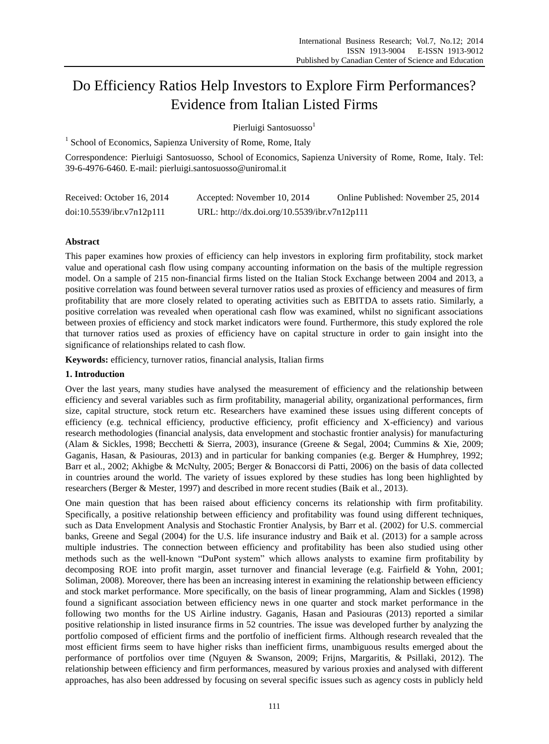# Do Efficiency Ratios Help Investors to Explore Firm Performances? Evidence from Italian Listed Firms

Pierluigi Santosuosso[1]

[1] School of Economics, Sapienza University of Rome, Rome, Italy

Correspondence: Pierluigi Santosuosso, School of Economics, Sapienza University of Rome, Rome, Italy. Tel: 39-6-4976-6460. E-mail: pierluigi.santosuosso@uniroma1.it

Received: October 16, 2014  Accepted: November 10, 2014  Online Published: November 25, 2014

doi:10.5539/ibr.v7n12p111  URL: http://dx.doi.org/10.5539/ibr.v7n12p111

**Abstract**

This paper examines how proxies of efficiency can help investors in exploring firm profitability, stock market value and operational cash flow using company accounting information on the basis of the multiple regression model. On a sample of 215 non-financial firms listed on the Italian Stock Exchange between 2004 and 2013, a positive correlation was found between several turnover ratios used as proxies of efficiency and measures of firm profitability that are more closely related to operating activities such as EBITDA to assets ratio. Similarly, a positive correlation was revealed when operational cash flow was examined, whilst no significant associations between proxies of efficiency and stock market indicators were found. Furthermore, this study explored the role that turnover ratios used as proxies of efficiency have on capital structure in order to gain insight into the significance of relationships related to cash flow.

**Keywords:** efficiency, turnover ratios, financial analysis, Italian firms

## 1. Introduction

Over the last years, many studies have analysed the measurement of efficiency and the relationship between efficiency and several variables such as firm profitability, managerial ability, organizational performances, firm size, capital structure, stock return etc. Researchers have examined these issues using different concepts of efficiency (e.g. technical efficiency, productive efficiency, profit efficiency and X-efficiency) and various research methodologies (financial analysis, data envelopment and stochastic frontier analysis) for manufacturing (Alam & Sickles, 1998; Becchetti & Sierra, 2003), insurance (Greene & Segal, 2004; Cummins & Xie, 2009; Gaganis, Hasan, & Pasiouras, 2013) and in particular for banking companies (e.g. Berger & Humphrey, 1992; Barr et al., 2002; Akhigbe & McNulty, 2005; Berger & Bonaccorsi di Patti, 2006) on the basis of data collected in countries around the world. The variety of issues explored by these studies has long been highlighted by researchers (Berger & Mester, 1997) and described in more recent studies (Baik et al., 2013).

One main question that has been raised about efficiency concerns its relationship with firm profitability. Specifically, a positive relationship between efficiency and profitability was found using different techniques, such as Data Envelopment Analysis and Stochastic Frontier Analysis, by Barr et al. (2002) for U.S. commercial banks, Greene and Segal (2004) for the U.S. life insurance industry and Baik et al. (2013) for a sample across multiple industries. The connection between efficiency and profitability has been also studied using other methods such as the well-known "DuPont system" which allows analysts to examine firm profitability by decomposing ROE into profit margin, asset turnover and financial leverage (e.g. Fairfield & Yohn, 2001; Soliman, 2008). Moreover, there has been an increasing interest in examining the relationship between efficiency and stock market performance. More specifically, on the basis of linear programming, Alam and Sickles (1998) found a significant association between efficiency news in one quarter and stock market performance in the following two months for the US Airline industry. Gaganis, Hasan and Pasiouras (2013) reported a similar positive relationship in listed insurance firms in 52 countries. The issue was developed further by analyzing the portfolio composed of efficient firms and the portfolio of inefficient firms. Although research revealed that the most efficient firms seem to have higher risks than inefficient firms, unambiguous results emerged about the performance of portfolios over time (Nguyen & Swanson, 2009; Frijns, Margaritis, & Psillaki, 2012). The relationship between efficiency and firm performances, measured by various proxies and analysed with different approaches, has also been addressed by focusing on several specific issues such as agency costs in publicly held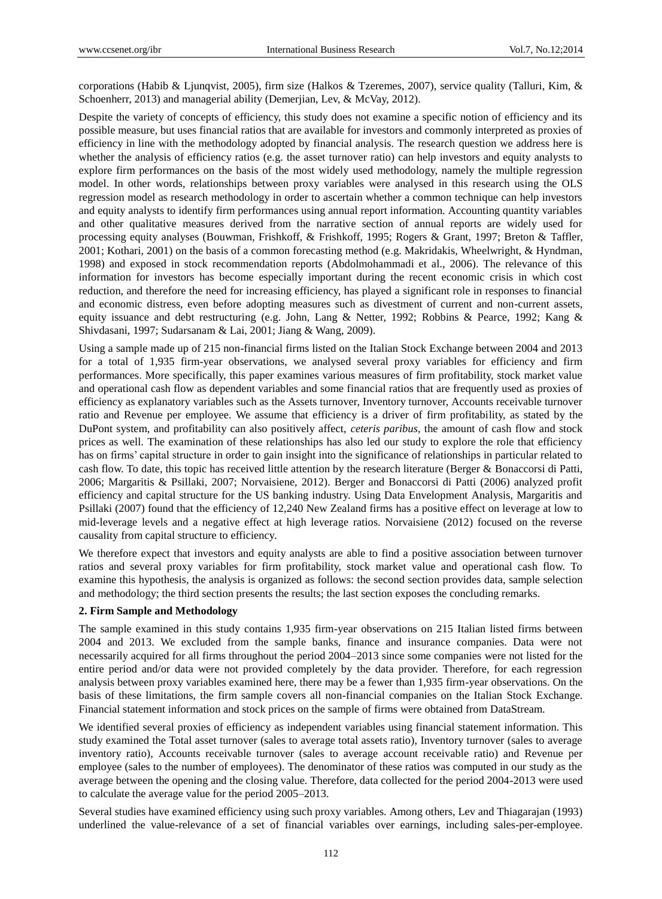corporations (Habib & Ljunqvist, 2005), firm size (Halkos & Tzeremes, 2007), service quality (Talluri, Kim, & Schoenherr, 2013) and managerial ability (Demerjian, Lev, & McVay, 2012).

Despite the variety of concepts of efficiency, this study does not examine a specific notion of efficiency and its possible measure, but uses financial ratios that are available for investors and commonly interpreted as proxies of efficiency in line with the methodology adopted by financial analysis. The research question we address here is whether the analysis of efficiency ratios (e.g. the asset turnover ratio) can help investors and equity analysts to explore firm performances on the basis of the most widely used methodology, namely the multiple regression model. In other words, relationships between proxy variables were analysed in this research using the OLS regression model as research methodology in order to ascertain whether a common technique can help investors and equity analysts to identify firm performances using annual report information. Accounting quantity variables and other qualitative measures derived from the narrative section of annual reports are widely used for processing equity analyses (Bouwman, Frishkoff, & Frishkoff, 1995; Rogers & Grant, 1997; Breton & Taffler, 2001; Kothari, 2001) on the basis of a common forecasting method (e.g. Makridakis, Wheelwright, & Hyndman, 1998) and exposed in stock recommendation reports (Abdolmohammadi et al., 2006). The relevance of this information for investors has become especially important during the recent economic crisis in which cost reduction, and therefore the need for increasing efficiency, has played a significant role in responses to financial and economic distress, even before adopting measures such as divestment of current and non-current assets, equity issuance and debt restructuring (e.g. John, Lang & Netter, 1992; Robbins & Pearce, 1992; Kang & Shivdasani, 1997; Sudarsanam & Lai, 2001; Jiang & Wang, 2009).

Using a sample made up of 215 non-financial firms listed on the Italian Stock Exchange between 2004 and 2013 for a total of 1,935 firm-year observations, we analysed several proxy variables for efficiency and firm performances. More specifically, this paper examines various measures of firm profitability, stock market value and operational cash flow as dependent variables and some financial ratios that are frequently used as proxies of efficiency as explanatory variables such as the Assets turnover, Inventory turnover, Accounts receivable turnover ratio and Revenue per employee. We assume that efficiency is a driver of firm profitability, as stated by the DuPont system, and profitability can also positively affect, *ceteris paribus*, the amount of cash flow and stock prices as well. The examination of these relationships has also led our study to explore the role that efficiency has on firms' capital structure in order to gain insight into the significance of relationships in particular related to cash flow. To date, this topic has received little attention by the research literature (Berger & Bonaccorsi di Patti, 2006; Margaritis & Psillaki, 2007; Norvaisiene, 2012). Berger and Bonaccorsi di Patti (2006) analyzed profit efficiency and capital structure for the US banking industry. Using Data Envelopment Analysis, Margaritis and Psillaki (2007) found that the efficiency of 12,240 New Zealand firms has a positive effect on leverage at low to mid-leverage levels and a negative effect at high leverage ratios. Norvaisiene (2012) focused on the reverse causality from capital structure to efficiency.

We therefore expect that investors and equity analysts are able to find a positive association between turnover ratios and several proxy variables for firm profitability, stock market value and operational cash flow. To examine this hypothesis, the analysis is organized as follows: the second section provides data, sample selection and methodology; the third section presents the results; the last section exposes the concluding remarks.

## 2. Firm Sample and Methodology

The sample examined in this study contains 1,935 firm-year observations on 215 Italian listed firms between 2004 and 2013. We excluded from the sample banks, finance and insurance companies. Data were not necessarily acquired for all firms throughout the period 2004–2013 since some companies were not listed for the entire period and/or data were not provided completely by the data provider. Therefore, for each regression analysis between proxy variables examined here, there may be a fewer than 1,935 firm-year observations. On the basis of these limitations, the firm sample covers all non-financial companies on the Italian Stock Exchange. Financial statement information and stock prices on the sample of firms were obtained from DataStream.

We identified several proxies of efficiency as independent variables using financial statement information. This study examined the Total asset turnover (sales to average total assets ratio), Inventory turnover (sales to average inventory ratio), Accounts receivable turnover (sales to average account receivable ratio) and Revenue per employee (sales to the number of employees). The denominator of these ratios was computed in our study as the average between the opening and the closing value. Therefore, data collected for the period 2004-2013 were used to calculate the average value for the period 2005–2013.

Several studies have examined efficiency using such proxy variables. Among others, Lev and Thiagarajan (1993) underlined the value-relevance of a set of financial variables over earnings, including sales-per-employee.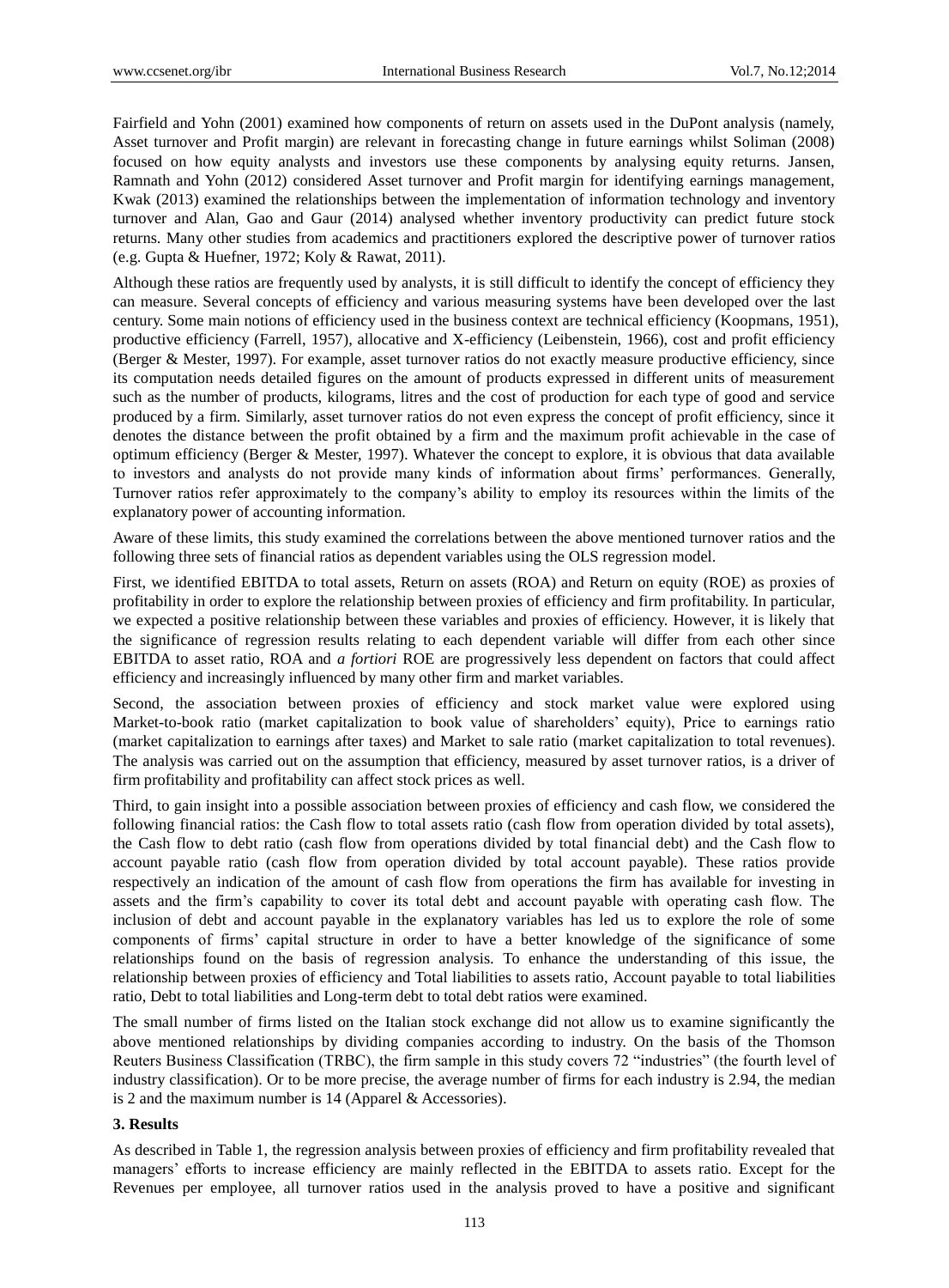Fairfield and Yohn (2001) examined how components of return on assets used in the DuPont analysis (namely, Asset turnover and Profit margin) are relevant in forecasting change in future earnings whilst Soliman (2008) focused on how equity analysts and investors use these components by analysing equity returns. Jansen, Ramnath and Yohn (2012) considered Asset turnover and Profit margin for identifying earnings management, Kwak (2013) examined the relationships between the implementation of information technology and inventory turnover and Alan, Gao and Gaur (2014) analysed whether inventory productivity can predict future stock returns. Many other studies from academics and practitioners explored the descriptive power of turnover ratios (e.g. Gupta & Huefner, 1972; Koly & Rawat, 2011).

Although these ratios are frequently used by analysts, it is still difficult to identify the concept of efficiency they can measure. Several concepts of efficiency and various measuring systems have been developed over the last century. Some main notions of efficiency used in the business context are technical efficiency (Koopmans, 1951), productive efficiency (Farrell, 1957), allocative and X-efficiency (Leibenstein, 1966), cost and profit efficiency (Berger & Mester, 1997). For example, asset turnover ratios do not exactly measure productive efficiency, since its computation needs detailed figures on the amount of products expressed in different units of measurement such as the number of products, kilograms, litres and the cost of production for each type of good and service produced by a firm. Similarly, asset turnover ratios do not even express the concept of profit efficiency, since it denotes the distance between the profit obtained by a firm and the maximum profit achievable in the case of optimum efficiency (Berger & Mester, 1997). Whatever the concept to explore, it is obvious that data available to investors and analysts do not provide many kinds of information about firms' performances. Generally, Turnover ratios refer approximately to the company's ability to employ its resources within the limits of the explanatory power of accounting information.

Aware of these limits, this study examined the correlations between the above mentioned turnover ratios and the following three sets of financial ratios as dependent variables using the OLS regression model.

First, we identified EBITDA to total assets, Return on assets (ROA) and Return on equity (ROE) as proxies of profitability in order to explore the relationship between proxies of efficiency and firm profitability. In particular, we expected a positive relationship between these variables and proxies of efficiency. However, it is likely that the significance of regression results relating to each dependent variable will differ from each other since EBITDA to asset ratio, ROA and *a fortiori* ROE are progressively less dependent on factors that could affect efficiency and increasingly influenced by many other firm and market variables.

Second, the association between proxies of efficiency and stock market value were explored using Market-to-book ratio (market capitalization to book value of shareholders' equity), Price to earnings ratio (market capitalization to earnings after taxes) and Market to sale ratio (market capitalization to total revenues). The analysis was carried out on the assumption that efficiency, measured by asset turnover ratios, is a driver of firm profitability and profitability can affect stock prices as well.

Third, to gain insight into a possible association between proxies of efficiency and cash flow, we considered the following financial ratios: the Cash flow to total assets ratio (cash flow from operation divided by total assets), the Cash flow to debt ratio (cash flow from operations divided by total financial debt) and the Cash flow to account payable ratio (cash flow from operation divided by total account payable). These ratios provide respectively an indication of the amount of cash flow from operations the firm has available for investing in assets and the firm's capability to cover its total debt and account payable with operating cash flow. The inclusion of debt and account payable in the explanatory variables has led us to explore the role of some components of firms' capital structure in order to have a better knowledge of the significance of some relationships found on the basis of regression analysis. To enhance the understanding of this issue, the relationship between proxies of efficiency and Total liabilities to assets ratio, Account payable to total liabilities ratio, Debt to total liabilities and Long-term debt to total debt ratios were examined.

The small number of firms listed on the Italian stock exchange did not allow us to examine significantly the above mentioned relationships by dividing companies according to industry. On the basis of the Thomson Reuters Business Classification (TRBC), the firm sample in this study covers 72 "industries" (the fourth level of industry classification). Or to be more precise, the average number of firms for each industry is 2.94, the median is 2 and the maximum number is 14 (Apparel & Accessories).

## 3. Results

As described in Table 1, the regression analysis between proxies of efficiency and firm profitability revealed that managers' efforts to increase efficiency are mainly reflected in the EBITDA to assets ratio. Except for the Revenues per employee, all turnover ratios used in the analysis proved to have a positive and significant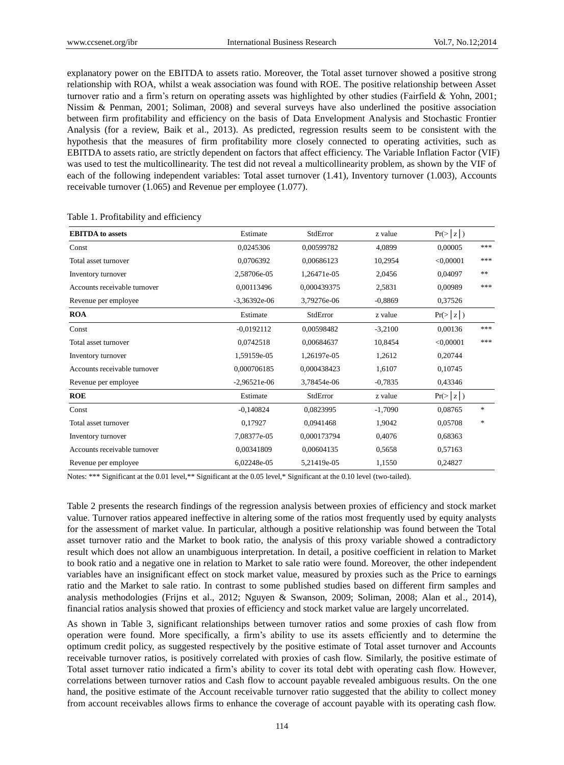explanatory power on the EBITDA to assets ratio. Moreover, the Total asset turnover showed a positive strong relationship with ROA, whilst a weak association was found with ROE. The positive relationship between Asset turnover ratio and a firm's return on operating assets was highlighted by other studies (Fairfield & Yohn, 2001; Nissim & Penman, 2001; Soliman, 2008) and several surveys have also underlined the positive association between firm profitability and efficiency on the basis of Data Envelopment Analysis and Stochastic Frontier Analysis (for a review, Baik et al., 2013). As predicted, regression results seem to be consistent with the hypothesis that the measures of firm profitability more closely connected to operating activities, such as EBITDA to assets ratio, are strictly dependent on factors that affect efficiency. The Variable Inflation Factor (VIF) was used to test the multicollinearity. The test did not reveal a multicollinearity problem, as shown by the VIF of each of the following independent variables: Total asset turnover (1.41), Inventory turnover (1.003), Accounts receivable turnover (1.065) and Revenue per employee (1.077).

Table 1. Profitability and efficiency

| **EBITDA to assets** | Estimate | StdError | z value | Pr(>\|z\|) | |
|---|---|---|---|---|---|
| Const | 0,0245306 | 0,00599782 | 4,0899 | 0,00005 | *** |
| Total asset turnover | 0,0706392 | 0,00686123 | 10,2954 | <0,00001 | *** |
| Inventory turnover | 2,58706e-05 | 1,26471e-05 | 2,0456 | 0,04097 | ** |
| Accounts receivable turnover | 0,00113496 | 0,000439375 | 2,5831 | 0,00989 | *** |
| Revenue per employee | -3,36392e-06 | 3,79276e-06 | -0,8869 | 0,37526 | |
| **ROA** | Estimate | StdError | z value | Pr(>\|z\|) | |
| Const | -0,0192112 | 0,00598482 | -3,2100 | 0,00136 | *** |
| Total asset turnover | 0,0742518 | 0,00684637 | 10,8454 | <0,00001 | *** |
| Inventory turnover | 1,59159e-05 | 1,26197e-05 | 1,2612 | 0,20744 | |
| Accounts receivable turnover | 0,000706185 | 0,000438423 | 1,6107 | 0,10745 | |
| Revenue per employee | -2,96521e-06 | 3,78454e-06 | -0,7835 | 0,43346 | |
| **ROE** | Estimate | StdError | z value | Pr(>\|z\|) | |
| Const | -0,140824 | 0,0823995 | -1,7090 | 0,08765 | * |
| Total asset turnover | 0,17927 | 0,0941468 | 1,9042 | 0,05708 | * |
| Inventory turnover | 7,08377e-05 | 0,000173794 | 0,4076 | 0,68363 | |
| Accounts receivable turnover | 0,00341809 | 0,00604135 | 0,5658 | 0,57163 | |
| Revenue per employee | 6,02248e-05 | 5,21419e-05 | 1,1550 | 0,24827 | |

Notes: *** Significant at the 0.01 level,** Significant at the 0.05 level,* Significant at the 0.10 level (two-tailed).

Table 2 presents the research findings of the regression analysis between proxies of efficiency and stock market value. Turnover ratios appeared ineffective in altering some of the ratios most frequently used by equity analysts for the assessment of market value. In particular, although a positive relationship was found between the Total asset turnover ratio and the Market to book ratio, the analysis of this proxy variable showed a contradictory result which does not allow an unambiguous interpretation. In detail, a positive coefficient in relation to Market to book ratio and a negative one in relation to Market to sale ratio were found. Moreover, the other independent variables have an insignificant effect on stock market value, measured by proxies such as the Price to earnings ratio and the Market to sale ratio. In contrast to some published studies based on different firm samples and analysis methodologies (Frijns et al., 2012; Nguyen & Swanson, 2009; Soliman, 2008; Alan et al., 2014), financial ratios analysis showed that proxies of efficiency and stock market value are largely uncorrelated.

As shown in Table 3, significant relationships between turnover ratios and some proxies of cash flow from operation were found. More specifically, a firm's ability to use its assets efficiently and to determine the optimum credit policy, as suggested respectively by the positive estimate of Total asset turnover and Accounts receivable turnover ratios, is positively correlated with proxies of cash flow. Similarly, the positive estimate of Total asset turnover ratio indicated a firm's ability to cover its total debt with operating cash flow. However, correlations between turnover ratios and Cash flow to account payable revealed ambiguous results. On the one hand, the positive estimate of the Account receivable turnover ratio suggested that the ability to collect money from account receivables allows firms to enhance the coverage of account payable with its operating cash flow.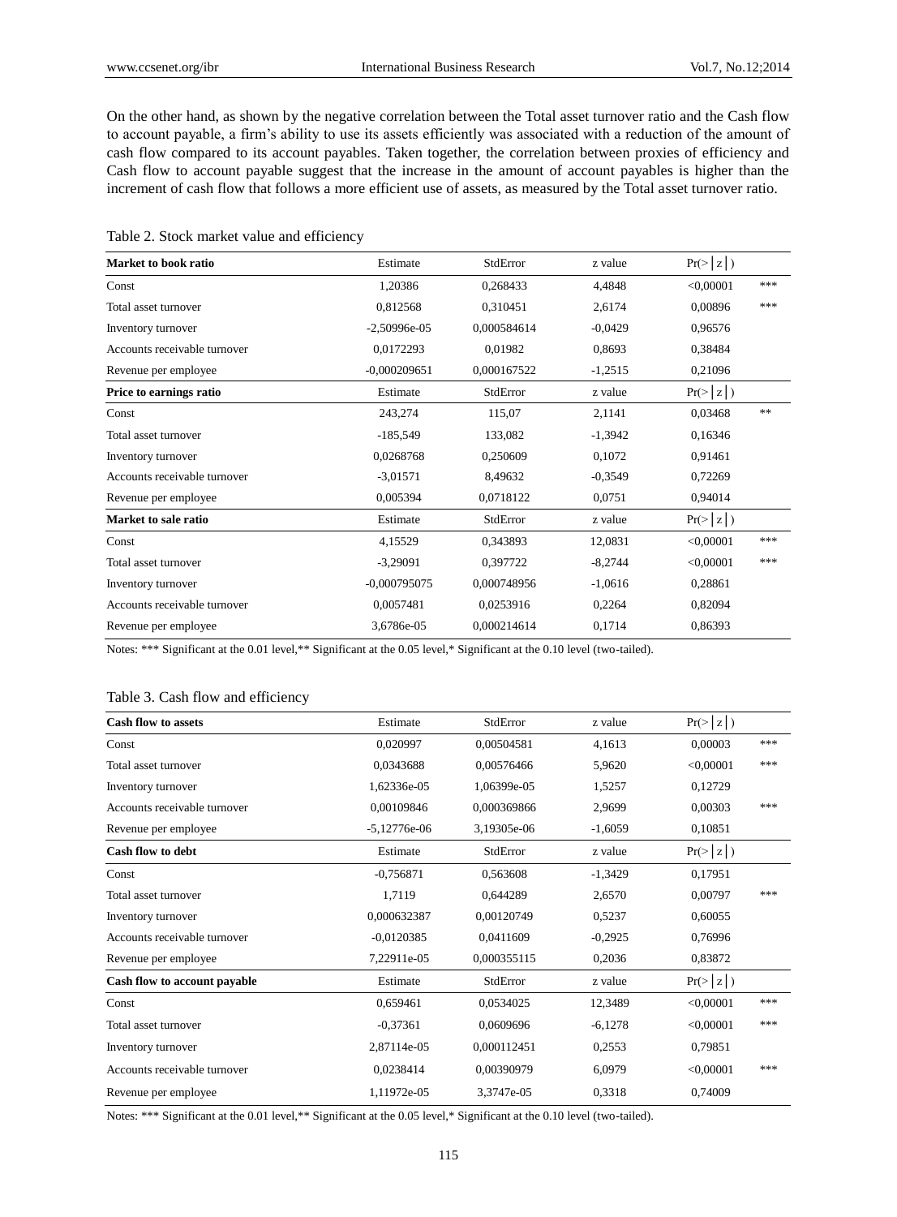On the other hand, as shown by the negative correlation between the Total asset turnover ratio and the Cash flow to account payable, a firm's ability to use its assets efficiently was associated with a reduction of the amount of cash flow compared to its account payables. Taken together, the correlation between proxies of efficiency and Cash flow to account payable suggest that the increase in the amount of account payables is higher than the increment of cash flow that follows a more efficient use of assets, as measured by the Total asset turnover ratio.

Table 2. Stock market value and efficiency

| **Market to book ratio** | Estimate | StdError | z value | Pr(>\|z\|) | |
|---|---|---|---|---|---|
| Const | 1,20386 | 0,268433 | 4,4848 | <0,00001 | *** |
| Total asset turnover | 0,812568 | 0,310451 | 2,6174 | 0,00896 | *** |
| Inventory turnover | -2,50996e-05 | 0,000584614 | -0,0429 | 0,96576 | |
| Accounts receivable turnover | 0,0172293 | 0,01982 | 0,8693 | 0,38484 | |
| Revenue per employee | -0,000209651 | 0,000167522 | -1,2515 | 0,21096 | |
| **Price to earnings ratio** | Estimate | StdError | z value | Pr(>\|z\|) | |
| Const | 243,274 | 115,07 | 2,1141 | 0,03468 | ** |
| Total asset turnover | -185,549 | 133,082 | -1,3942 | 0,16346 | |
| Inventory turnover | 0,0268768 | 0,250609 | 0,1072 | 0,91461 | |
| Accounts receivable turnover | -3,01571 | 8,49632 | -0,3549 | 0,72269 | |
| Revenue per employee | 0,005394 | 0,0718122 | 0,0751 | 0,94014 | |
| **Market to sale ratio** | Estimate | StdError | z value | Pr(>\|z\|) | |
| Const | 4,15529 | 0,343893 | 12,0831 | <0,00001 | *** |
| Total asset turnover | -3,29091 | 0,397722 | -8,2744 | <0,00001 | *** |
| Inventory turnover | -0,000795075 | 0,000748956 | -1,0616 | 0,28861 | |
| Accounts receivable turnover | 0,0057481 | 0,0253916 | 0,2264 | 0,82094 | |
| Revenue per employee | 3,6786e-05 | 0,000214614 | 0,1714 | 0,86393 | |

Notes: *** Significant at the 0.01 level,** Significant at the 0.05 level,* Significant at the 0.10 level (two-tailed).

Table 3. Cash flow and efficiency

| **Cash flow to assets** | Estimate | StdError | z value | Pr(>\|z\|) | |
|---|---|---|---|---|---|
| Const | 0,020997 | 0,00504581 | 4,1613 | 0,00003 | *** |
| Total asset turnover | 0,0343688 | 0,00576466 | 5,9620 | <0,00001 | *** |
| Inventory turnover | 1,62336e-05 | 1,06399e-05 | 1,5257 | 0,12729 | |
| Accounts receivable turnover | 0,00109846 | 0,000369866 | 2,9699 | 0,00303 | *** |
| Revenue per employee | -5,12776e-06 | 3,19305e-06 | -1,6059 | 0,10851 | |
| **Cash flow to debt** | Estimate | StdError | z value | Pr(>\|z\|) | |
| Const | -0,756871 | 0,563608 | -1,3429 | 0,17951 | |
| Total asset turnover | 1,7119 | 0,644289 | 2,6570 | 0,00797 | *** |
| Inventory turnover | 0,000632387 | 0,00120749 | 0,5237 | 0,60055 | |
| Accounts receivable turnover | -0,0120385 | 0,0411609 | -0,2925 | 0,76996 | |
| Revenue per employee | 7,22911e-05 | 0,000355115 | 0,2036 | 0,83872 | |
| **Cash flow to account payable** | Estimate | StdError | z value | Pr(>\|z\|) | |
| Const | 0,659461 | 0,0534025 | 12,3489 | <0,00001 | *** |
| Total asset turnover | -0,37361 | 0,0609696 | -6,1278 | <0,00001 | *** |
| Inventory turnover | 2,87114e-05 | 0,000112451 | 0,2553 | 0,79851 | |
| Accounts receivable turnover | 0,0238414 | 0,00390979 | 6,0979 | <0,00001 | *** |
| Revenue per employee | 1,11972e-05 | 3,3747e-05 | 0,3318 | 0,74009 | |

Notes: *** Significant at the 0.01 level,** Significant at the 0.05 level,* Significant at the 0.10 level (two-tailed).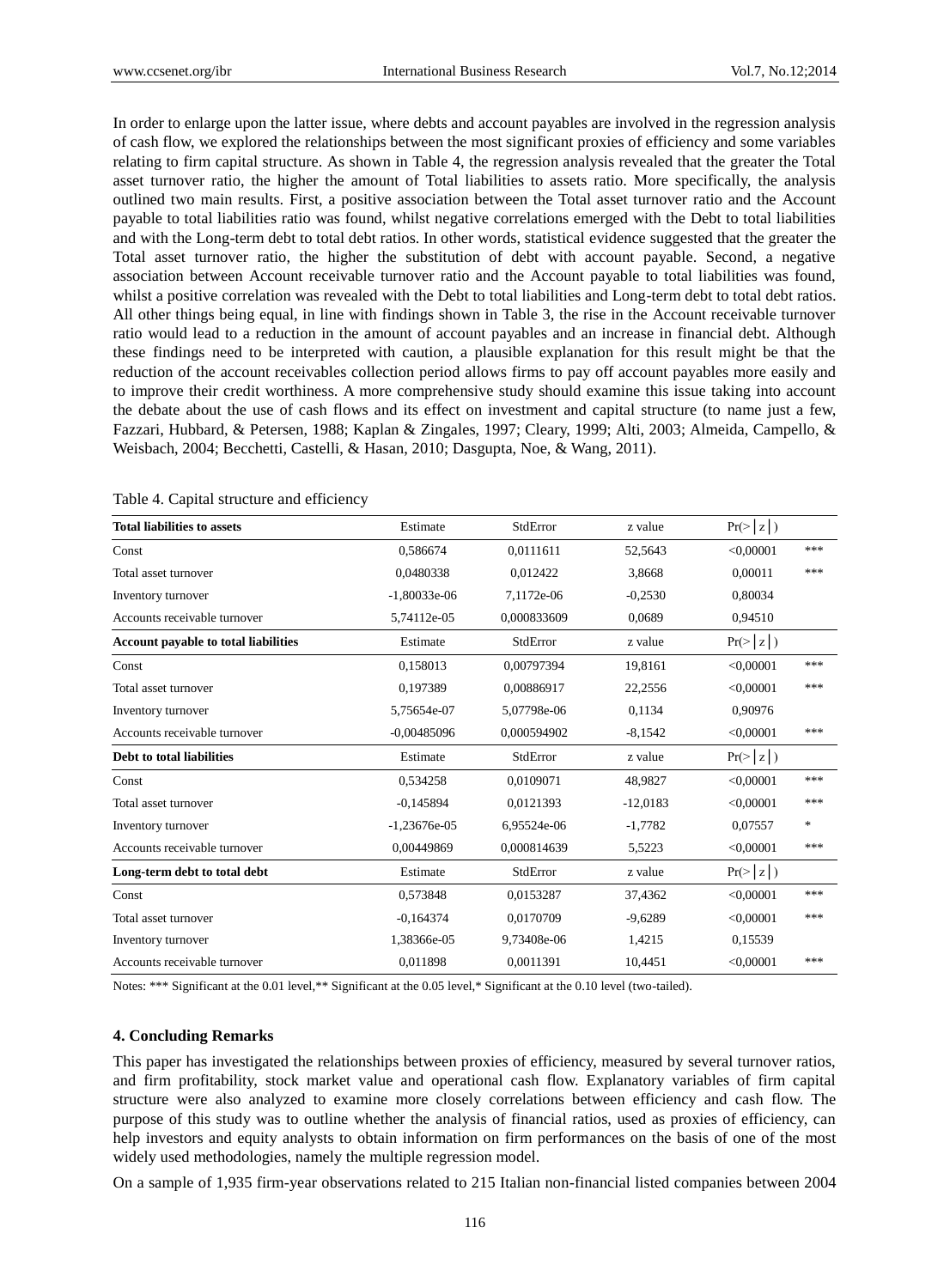In order to enlarge upon the latter issue, where debts and account payables are involved in the regression analysis of cash flow, we explored the relationships between the most significant proxies of efficiency and some variables relating to firm capital structure. As shown in Table 4, the regression analysis revealed that the greater the Total asset turnover ratio, the higher the amount of Total liabilities to assets ratio. More specifically, the analysis outlined two main results. First, a positive association between the Total asset turnover ratio and the Account payable to total liabilities ratio was found, whilst negative correlations emerged with the Debt to total liabilities and with the Long-term debt to total debt ratios. In other words, statistical evidence suggested that the greater the Total asset turnover ratio, the higher the substitution of debt with account payable. Second, a negative association between Account receivable turnover ratio and the Account payable to total liabilities was found, whilst a positive correlation was revealed with the Debt to total liabilities and Long-term debt to total debt ratios. All other things being equal, in line with findings shown in Table 3, the rise in the Account receivable turnover ratio would lead to a reduction in the amount of account payables and an increase in financial debt. Although these findings need to be interpreted with caution, a plausible explanation for this result might be that the reduction of the account receivables collection period allows firms to pay off account payables more easily and to improve their credit worthiness. A more comprehensive study should examine this issue taking into account the debate about the use of cash flows and its effect on investment and capital structure (to name just a few, Fazzari, Hubbard, & Petersen, 1988; Kaplan & Zingales, 1997; Cleary, 1999; Alti, 2003; Almeida, Campello, & Weisbach, 2004; Becchetti, Castelli, & Hasan, 2010; Dasgupta, Noe, & Wang, 2011).

Table 4. Capital structure and efficiency

| **Total liabilities to assets** | Estimate | StdError | z value | Pr(>\|z\|) | |
|---|---|---|---|---|---|
| Const | 0,586674 | 0,0111611 | 52,5643 | <0,00001 | *** |
| Total asset turnover | 0,0480338 | 0,012422 | 3,8668 | 0,00011 | *** |
| Inventory turnover | -1,80033e-06 | 7,1172e-06 | -0,2530 | 0,80034 | |
| Accounts receivable turnover | 5,74112e-05 | 0,000833609 | 0,0689 | 0,94510 | |
| **Account payable to total liabilities** | Estimate | StdError | z value | Pr(>\|z\|) | |
| Const | 0,158013 | 0,00797394 | 19,8161 | <0,00001 | *** |
| Total asset turnover | 0,197389 | 0,00886917 | 22,2556 | <0,00001 | *** |
| Inventory turnover | 5,75654e-07 | 5,07798e-06 | 0,1134 | 0,90976 | |
| Accounts receivable turnover | -0,00485096 | 0,000594902 | -8,1542 | <0,00001 | *** |
| **Debt to total liabilities** | Estimate | StdError | z value | Pr(>\|z\|) | |
| Const | 0,534258 | 0,0109071 | 48,9827 | <0,00001 | *** |
| Total asset turnover | -0,145894 | 0,0121393 | -12,0183 | <0,00001 | *** |
| Inventory turnover | -1,23676e-05 | 6,95524e-06 | -1,7782 | 0,07557 | * |
| Accounts receivable turnover | 0,00449869 | 0,000814639 | 5,5223 | <0,00001 | *** |
| **Long-term debt to total debt** | Estimate | StdError | z value | Pr(>\|z\|) | |
| Const | 0,573848 | 0,0153287 | 37,4362 | <0,00001 | *** |
| Total asset turnover | -0,164374 | 0,0170709 | -9,6289 | <0,00001 | *** |
| Inventory turnover | 1,38366e-05 | 9,73408e-06 | 1,4215 | 0,15539 | |
| Accounts receivable turnover | 0,011898 | 0,0011391 | 10,4451 | <0,00001 | *** |

Notes: *** Significant at the 0.01 level,** Significant at the 0.05 level,* Significant at the 0.10 level (two-tailed).

### 4. Concluding Remarks

This paper has investigated the relationships between proxies of efficiency, measured by several turnover ratios, and firm profitability, stock market value and operational cash flow. Explanatory variables of firm capital structure were also analyzed to examine more closely correlations between efficiency and cash flow. The purpose of this study was to outline whether the analysis of financial ratios, used as proxies of efficiency, can help investors and equity analysts to obtain information on firm performances on the basis of one of the most widely used methodologies, namely the multiple regression model.

On a sample of 1,935 firm-year observations related to 215 Italian non-financial listed companies between 2004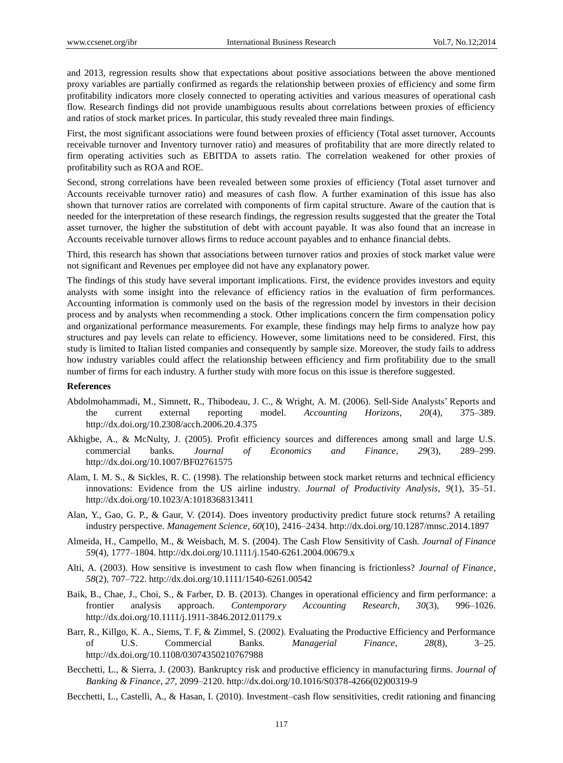and 2013, regression results show that expectations about positive associations between the above mentioned proxy variables are partially confirmed as regards the relationship between proxies of efficiency and some firm profitability indicators more closely connected to operating activities and various measures of operational cash flow. Research findings did not provide unambiguous results about correlations between proxies of efficiency and ratios of stock market prices. In particular, this study revealed three main findings.

First, the most significant associations were found between proxies of efficiency (Total asset turnover, Accounts receivable turnover and Inventory turnover ratio) and measures of profitability that are more directly related to firm operating activities such as EBITDA to assets ratio. The correlation weakened for other proxies of profitability such as ROA and ROE.

Second, strong correlations have been revealed between some proxies of efficiency (Total asset turnover and Accounts receivable turnover ratio) and measures of cash flow. A further examination of this issue has also shown that turnover ratios are correlated with components of firm capital structure. Aware of the caution that is needed for the interpretation of these research findings, the regression results suggested that the greater the Total asset turnover, the higher the substitution of debt with account payable. It was also found that an increase in Accounts receivable turnover allows firms to reduce account payables and to enhance financial debts.

Third, this research has shown that associations between turnover ratios and proxies of stock market value were not significant and Revenues per employee did not have any explanatory power.

The findings of this study have several important implications. First, the evidence provides investors and equity analysts with some insight into the relevance of efficiency ratios in the evaluation of firm performances. Accounting information is commonly used on the basis of the regression model by investors in their decision process and by analysts when recommending a stock. Other implications concern the firm compensation policy and organizational performance measurements. For example, these findings may help firms to analyze how pay structures and pay levels can relate to efficiency. However, some limitations need to be considered. First, this study is limited to Italian listed companies and consequently by sample size. Moreover, the study fails to address how industry variables could affect the relationship between efficiency and firm profitability due to the small number of firms for each industry. A further study with more focus on this issue is therefore suggested.

**References**

Abdolmohammadi, M., Simnett, R., Thibodeau, J. C., & Wright, A. M. (2006). Sell-Side Analysts' Reports and the current external reporting model. *Accounting Horizons*, *20*(4), 375–389. http://dx.doi.org/10.2308/acch.2006.20.4.375

Akhigbe, A., & McNulty, J. (2005). Profit efficiency sources and differences among small and large U.S. commercial banks. *Journal of Economics and Finance*, *29*(3), 289–299. http://dx.doi.org/10.1007/BF02761575

Alam, I. M. S., & Sickles, R. C. (1998). The relationship between stock market returns and technical efficiency innovations: Evidence from the US airline industry. *Journal of Productivity Analysis*, *9*(1), 35–51. http://dx.doi.org/10.1023/A:1018368313411

Alan, Y., Gao, G. P., & Gaur, V. (2014). Does inventory productivity predict future stock returns? A retailing industry perspective. *Management Science*, *60*(10), 2416–2434. http://dx.doi.org/10.1287/mnsc.2014.1897

Almeida, H., Campello, M., & Weisbach, M. S. (2004). The Cash Flow Sensitivity of Cash. *Journal of Finance 59*(4), 1777–1804. http://dx.doi.org/10.1111/j.1540-6261.2004.00679.x

Alti, A. (2003). How sensitive is investment to cash flow when financing is frictionless? *Journal of Finance*, *58*(2), 707–722. http://dx.doi.org/10.1111/1540-6261.00542

Baik, B., Chae, J., Choi, S., & Farber, D. B. (2013). Changes in operational efficiency and firm performance: a frontier analysis approach. *Contemporary Accounting Research*, *30*(3), 996–1026. http://dx.doi.org/10.1111/j.1911-3846.2012.01179.x

Barr, R., Killgo, K. A., Siems, T. F, & Zimmel, S. (2002). Evaluating the Productive Efficiency and Performance of U.S. Commercial Banks. *Managerial Finance*, *28*(8), 3–25. http://dx.doi.org/10.1108/03074350210767988

Becchetti, L., & Sierra, J. (2003). Bankruptcy risk and productive efficiency in manufacturing firms. *Journal of Banking & Finance*, *27*, 2099–2120. http://dx.doi.org/10.1016/S0378-4266(02)00319-9

Becchetti, L., Castelli, A., & Hasan, I. (2010). Investment–cash flow sensitivities, credit rationing and financing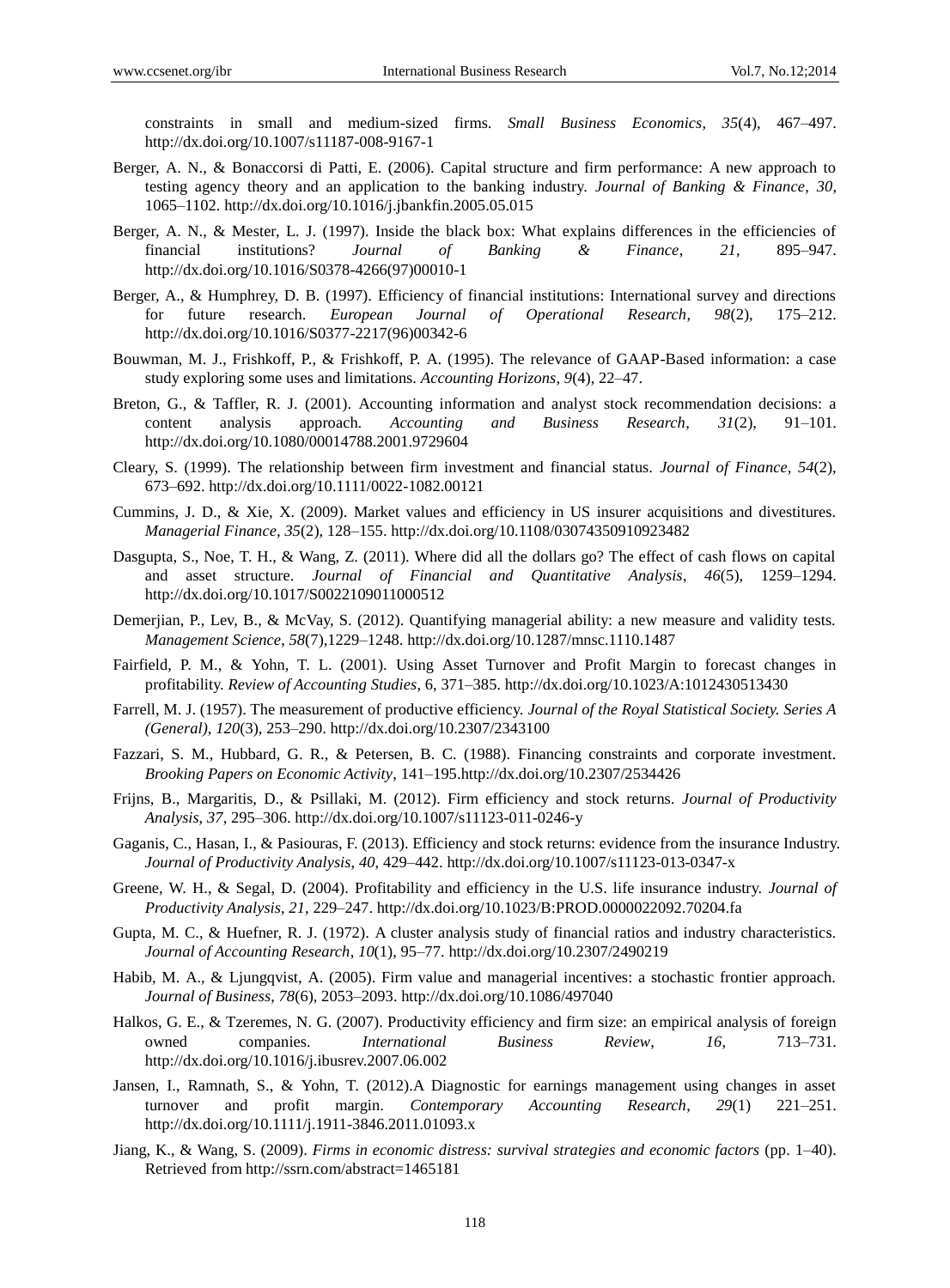constraints in small and medium-sized firms. *Small Business Economics*, *35*(4), 467–497. http://dx.doi.org/10.1007/s11187-008-9167-1

Berger, A. N., & Bonaccorsi di Patti, E. (2006). Capital structure and firm performance: A new approach to testing agency theory and an application to the banking industry. *Journal of Banking & Finance*, *30*, 1065–1102. http://dx.doi.org/10.1016/j.jbankfin.2005.05.015

Berger, A. N., & Mester, L. J. (1997). Inside the black box: What explains differences in the efficiencies of financial institutions? *Journal of Banking & Finance*, *21*, 895–947. http://dx.doi.org/10.1016/S0378-4266(97)00010-1

Berger, A., & Humphrey, D. B. (1997). Efficiency of financial institutions: International survey and directions for future research. *European Journal of Operational Research*, *98*(2), 175–212. http://dx.doi.org/10.1016/S0377-2217(96)00342-6

Bouwman, M. J., Frishkoff, P., & Frishkoff, P. A. (1995). The relevance of GAAP-Based information: a case study exploring some uses and limitations. *Accounting Horizons*, *9*(4), 22–47.

Breton, G., & Taffler, R. J. (2001). Accounting information and analyst stock recommendation decisions: a content analysis approach. *Accounting and Business Research*, *31*(2), 91–101. http://dx.doi.org/10.1080/00014788.2001.9729604

Cleary, S. (1999). The relationship between firm investment and financial status. *Journal of Finance*, *54*(2), 673–692. http://dx.doi.org/10.1111/0022-1082.00121

Cummins, J. D., & Xie, X. (2009). Market values and efficiency in US insurer acquisitions and divestitures. *Managerial Finance*, *35*(2), 128–155. http://dx.doi.org/10.1108/03074350910923482

Dasgupta, S., Noe, T. H., & Wang, Z. (2011). Where did all the dollars go? The effect of cash flows on capital and asset structure. *Journal of Financial and Quantitative Analysis*, *46*(5), 1259–1294. http://dx.doi.org/10.1017/S0022109011000512

Demerjian, P., Lev, B., & McVay, S. (2012). Quantifying managerial ability: a new measure and validity tests. *Management Science*, *58*(7),1229–1248. http://dx.doi.org/10.1287/mnsc.1110.1487

Fairfield, P. M., & Yohn, T. L. (2001). Using Asset Turnover and Profit Margin to forecast changes in profitability. *Review of Accounting Studies*, 6, 371–385. http://dx.doi.org/10.1023/A:1012430513430

Farrell, M. J. (1957). The measurement of productive efficiency. *Journal of the Royal Statistical Society. Series A (General)*, *120*(3), 253–290. http://dx.doi.org/10.2307/2343100

Fazzari, S. M., Hubbard, G. R., & Petersen, B. C. (1988). Financing constraints and corporate investment. *Brooking Papers on Economic Activity*, 141–195.http://dx.doi.org/10.2307/2534426

Frijns, B., Margaritis, D., & Psillaki, M. (2012). Firm efficiency and stock returns. *Journal of Productivity Analysis*, *37*, 295–306. http://dx.doi.org/10.1007/s11123-011-0246-y

Gaganis, C., Hasan, I., & Pasiouras, F. (2013). Efficiency and stock returns: evidence from the insurance Industry. *Journal of Productivity Analysis*, *40*, 429–442. http://dx.doi.org/10.1007/s11123-013-0347-x

Greene, W. H., & Segal, D. (2004). Profitability and efficiency in the U.S. life insurance industry. *Journal of Productivity Analysis*, *21*, 229–247. http://dx.doi.org/10.1023/B:PROD.0000022092.70204.fa

Gupta, M. C., & Huefner, R. J. (1972). A cluster analysis study of financial ratios and industry characteristics. *Journal of Accounting Research*, *10*(1), 95–77. http://dx.doi.org/10.2307/2490219

Habib, M. A., & Ljungqvist, A. (2005). Firm value and managerial incentives: a stochastic frontier approach. *Journal of Business*, *78*(6), 2053–2093. http://dx.doi.org/10.1086/497040

Halkos, G. E., & Tzeremes, N. G. (2007). Productivity efficiency and firm size: an empirical analysis of foreign owned companies. *International Business Review*, *16*, 713–731. http://dx.doi.org/10.1016/j.ibusrev.2007.06.002

Jansen, I., Ramnath, S., & Yohn, T. (2012).A Diagnostic for earnings management using changes in asset turnover and profit margin. *Contemporary Accounting Research*, *29*(1) 221–251. http://dx.doi.org/10.1111/j.1911-3846.2011.01093.x

Jiang, K., & Wang, S. (2009). *Firms in economic distress: survival strategies and economic factors* (pp. 1–40). Retrieved from http://ssrn.com/abstract=1465181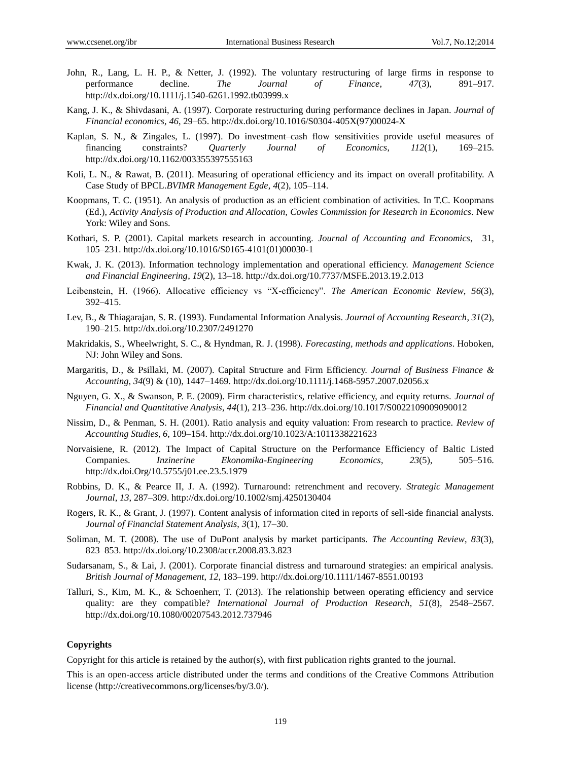John, R., Lang, L. H. P., & Netter, J. (1992). The voluntary restructuring of large firms in response to performance decline. *The Journal of Finance*, *47*(3), 891–917. http://dx.doi.org/10.1111/j.1540-6261.1992.tb03999.x

Kang, J. K., & Shivdasani, A. (1997). Corporate restructuring during performance declines in Japan. *Journal of Financial economics*, *46*, 29–65. http://dx.doi.org/10.1016/S0304-405X(97)00024-X

Kaplan, S. N., & Zingales, L. (1997). Do investment–cash flow sensitivities provide useful measures of financing constraints? *Quarterly Journal of Economics*, *112*(1), 169–215. http://dx.doi.org/10.1162/003355397555163

Koli, L. N., & Rawat, B. (2011). Measuring of operational efficiency and its impact on overall profitability. A Case Study of BPCL.*BVIMR Management Egde*, *4*(2), 105–114.

Koopmans, T. C. (1951). An analysis of production as an efficient combination of activities. In T.C. Koopmans (Ed.), *Activity Analysis of Production and Allocation, Cowles Commission for Research in Economics*. New York: Wiley and Sons.

Kothari, S. P. (2001). Capital markets research in accounting. *Journal of Accounting and Economics*, 31, 105–231. http://dx.doi.org/10.1016/S0165-4101(01)00030-1

Kwak, J. K. (2013). Information technology implementation and operational efficiency. *Management Science and Financial Engineering*, *19*(2), 13–18. http://dx.doi.org/10.7737/MSFE.2013.19.2.013

Leibenstein, H. (1966). Allocative efficiency vs "X-efficiency". *The American Economic Review*, *56*(3), 392–415.

Lev, B., & Thiagarajan, S. R. (1993). Fundamental Information Analysis. *Journal of Accounting Research*, *31*(2), 190–215. http://dx.doi.org/10.2307/2491270

Makridakis, S., Wheelwright, S. C., & Hyndman, R. J. (1998). *Forecasting, methods and applications*. Hoboken, NJ: John Wiley and Sons.

Margaritis, D., & Psillaki, M. (2007). Capital Structure and Firm Efficiency. *Journal of Business Finance & Accounting*, *34*(9) & (10), 1447–1469. http://dx.doi.org/10.1111/j.1468-5957.2007.02056.x

Nguyen, G. X., & Swanson, P. E. (2009). Firm characteristics, relative efficiency, and equity returns. *Journal of Financial and Quantitative Analysis*, *44*(1), 213–236. http://dx.doi.org/10.1017/S0022109009090012

Nissim, D., & Penman, S. H. (2001). Ratio analysis and equity valuation: From research to practice. *Review of Accounting Studies*, *6*, 109–154. http://dx.doi.org/10.1023/A:1011338221623

Norvaisiene, R. (2012). The Impact of Capital Structure on the Performance Efficiency of Baltic Listed Companies. *Inzinerine Ekonomika-Engineering Economics*, *23*(5), 505–516. http://dx.doi.Org/10.5755/j01.ee.23.5.1979

Robbins, D. K., & Pearce II, J. A. (1992). Turnaround: retrenchment and recovery. *Strategic Management Journal*, *13*, 287–309. http://dx.doi.org/10.1002/smj.4250130404

Rogers, R. K., & Grant, J. (1997). Content analysis of information cited in reports of sell-side financial analysts. *Journal of Financial Statement Analysis*, *3*(1), 17–30.

Soliman, M. T. (2008). The use of DuPont analysis by market participants. *The Accounting Review*, *83*(3), 823–853. http://dx.doi.org/10.2308/accr.2008.83.3.823

Sudarsanam, S., & Lai, J. (2001). Corporate financial distress and turnaround strategies: an empirical analysis. *British Journal of Management*, *12*, 183–199. http://dx.doi.org/10.1111/1467-8551.00193

Talluri, S., Kim, M. K., & Schoenherr, T. (2013). The relationship between operating efficiency and service quality: are they compatible? *International Journal of Production Research*, *51*(8), 2548–2567. http://dx.doi.org/10.1080/00207543.2012.737946

**Copyrights**

Copyright for this article is retained by the author(s), with first publication rights granted to the journal.

This is an open-access article distributed under the terms and conditions of the Creative Commons Attribution license (http://creativecommons.org/licenses/by/3.0/).